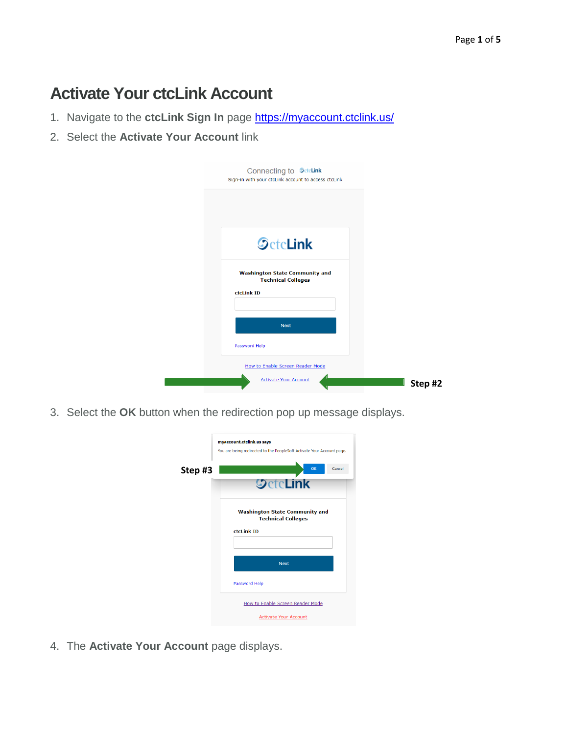# Activate Your ctcLink Account

1. Navigate to the **ctcLink Sign In** page [https://myaccount.ctclink.us/](https://myaccount.ctclink.us/)
2. Select the **Activate Your Account** link

3. Select the **OK** button when the redirection pop up message displays.

4. The **Activate Your Account** page displays.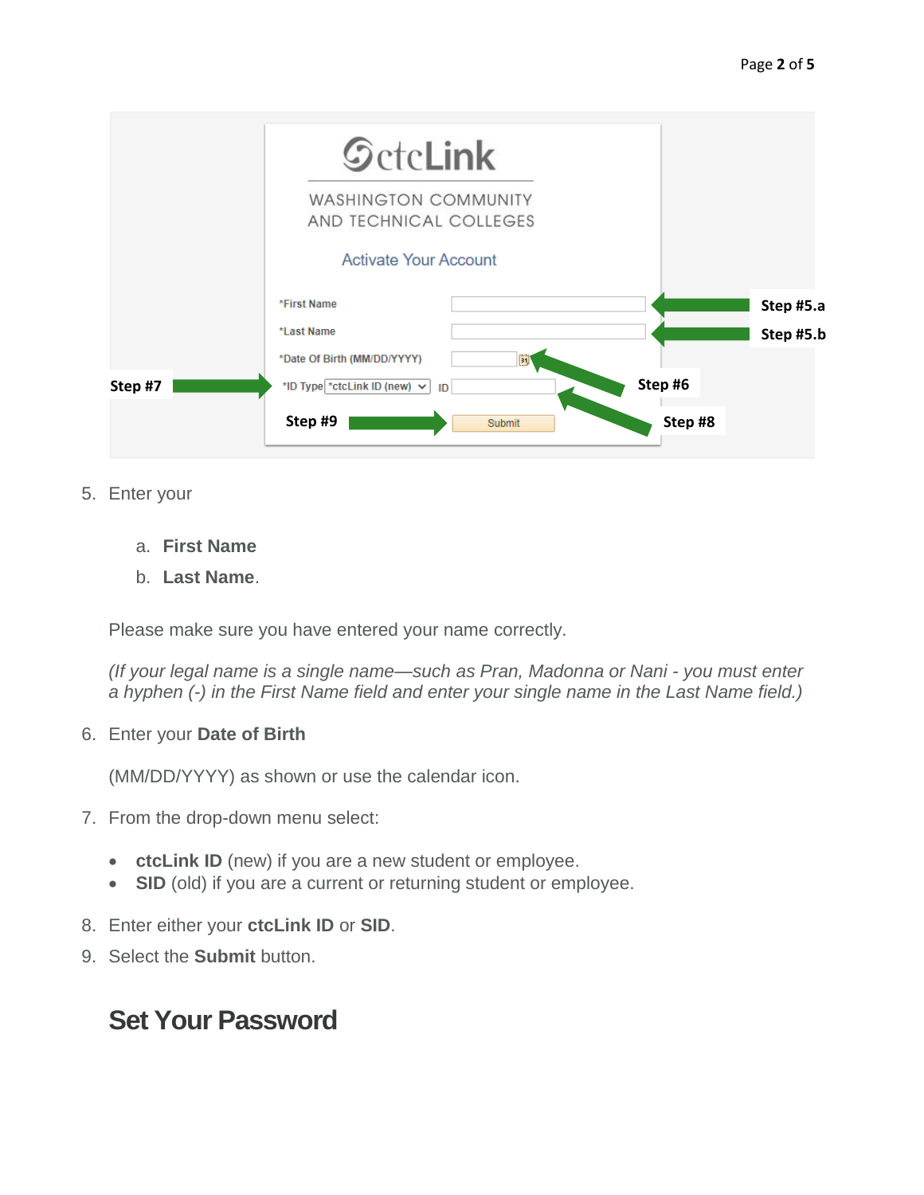5. Enter your

    a. **First Name**

    b. **Last Name**.

    Please make sure you have entered your name correctly.

    *(If your legal name is a single name—such as Pran, Madonna or Nani - you must enter a hyphen (-) in the First Name field and enter your single name in the Last Name field.)*

6. Enter your **Date of Birth**

    (MM/DD/YYYY) as shown or use the calendar icon.

7. From the drop-down menu select:

    - **ctcLink ID** (new) if you are a new student or employee.
    - **SID** (old) if you are a current or returning student or employee.

8. Enter either your **ctcLink ID** or **SID**.
9. Select the **Submit** button.

## Set Your Password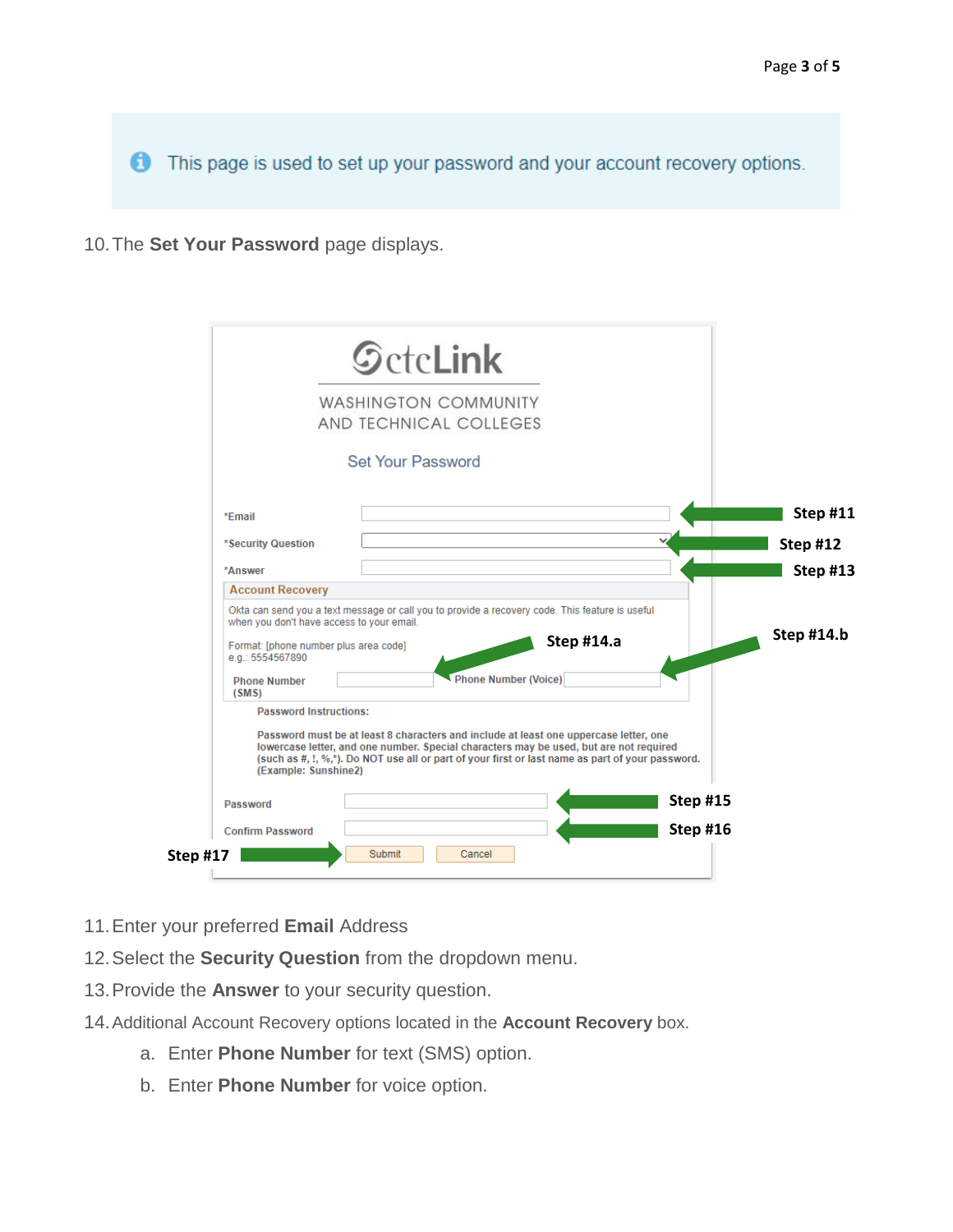> ℹ This page is used to set up your password and your account recovery options.

10. The **Set Your Password** page displays.

ctcLink

WASHINGTON COMMUNITY AND TECHNICAL COLLEGES

Set Your Password

*Email — Step #11

*Security Question — Step #12

*Answer — Step #13

**Account Recovery**

Okta can send you a text message or call you to provide a recovery code. This feature is useful when you don't have access to your email.

Format: [phone number plus area code]
e.g.: 5554567890

Phone Number (SMS) — Step #14.a

Phone Number (Voice) — Step #14.b

Password Instructions:

Password must be at least 8 characters and include at least one uppercase letter, one lowercase letter, and one number. Special characters may be used, but are not required (such as #, !, %,*). Do NOT use all or part of your first or last name as part of your password. (Example: Sunshine2)

Password — Step #15

Confirm Password — Step #16

Step #17 — Submit | Cancel

11. Enter your preferred **Email** Address
12. Select the **Security Question** from the dropdown menu.
13. Provide the **Answer** to your security question.
14. Additional Account Recovery options located in the **Account Recovery** box.
    a. Enter **Phone Number** for text (SMS) option.
    b. Enter **Phone Number** for voice option.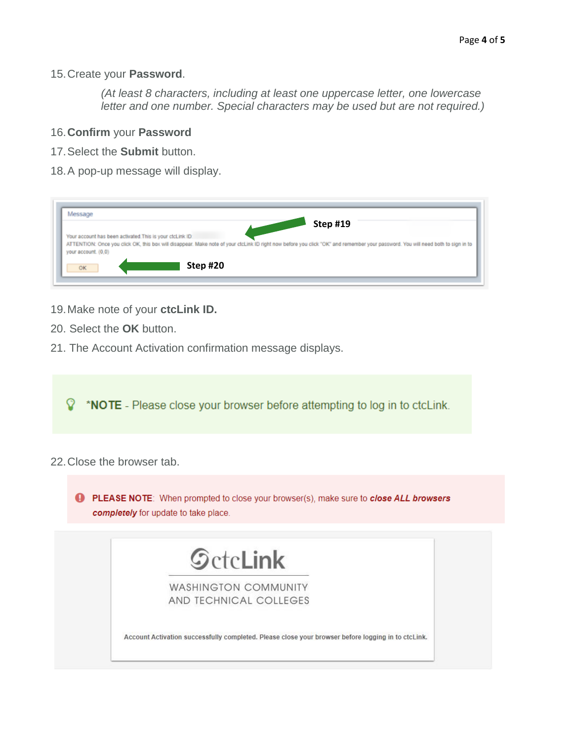15. Create your **Password**.

    *(At least 8 characters, including at least one uppercase letter, one lowercase letter and one number. Special characters may be used but are not required.)*

16. **Confirm** your **Password**
17. Select the **Submit** button.
18. A pop-up message will display.

Message

Your account has been activated. This is your ctcLink ID

ATTENTION: Once you click OK, this box will disappear. Make note of your ctcLink ID right now before you click "OK" and remember your password. You will need both to sign in to your account. (0,0)

OK

Step #19

Step #20

19. Make note of your **ctcLink ID.**
20. Select the **OK** button.
21. The Account Activation confirmation message displays.

> ***NOTE** - Please close your browser before attempting to log in to ctcLink.

22. Close the browser tab.

> **PLEASE NOTE**: When prompted to close your browser(s), make sure to ***close ALL browsers completely*** for update to take place.

ctcLink

WASHINGTON COMMUNITY AND TECHNICAL COLLEGES

Account Activation successfully completed. Please close your browser before logging in to ctcLink.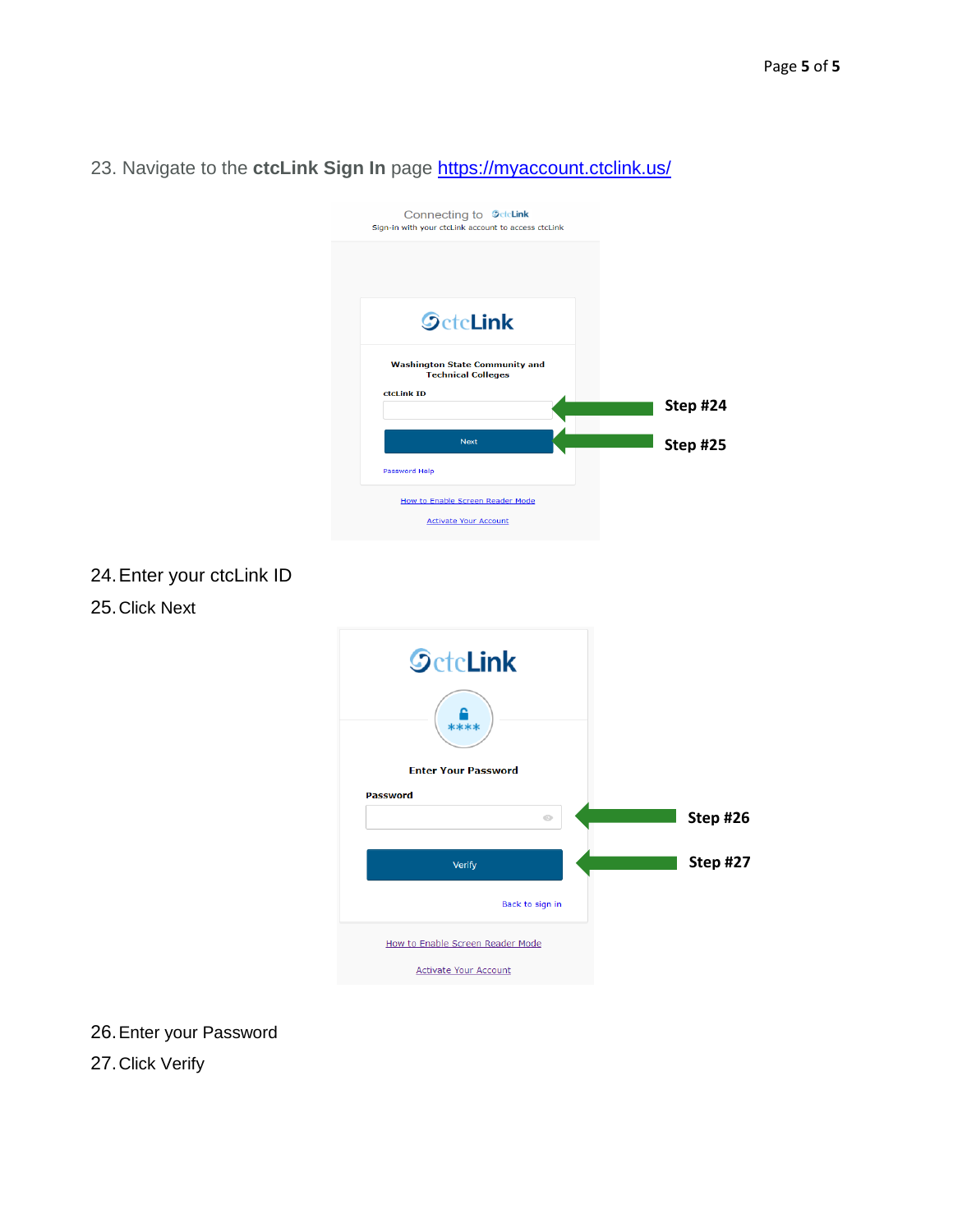23. Navigate to the **ctcLink Sign In** page https://myaccount.ctclink.us/

Connecting to ctcLink
Sign-in with your ctcLink account to access ctcLink

ctcLink

Washington State Community and Technical Colleges

ctcLink ID

Step #24

Next

Step #25

Password Help

How to Enable Screen Reader Mode

Activate Your Account

24. Enter your ctcLink ID
25. Click Next

ctcLink

****

Enter Your Password

Password

Step #26

Verify

Step #27

Back to sign in

How to Enable Screen Reader Mode

Activate Your Account

26. Enter your Password
27. Click Verify